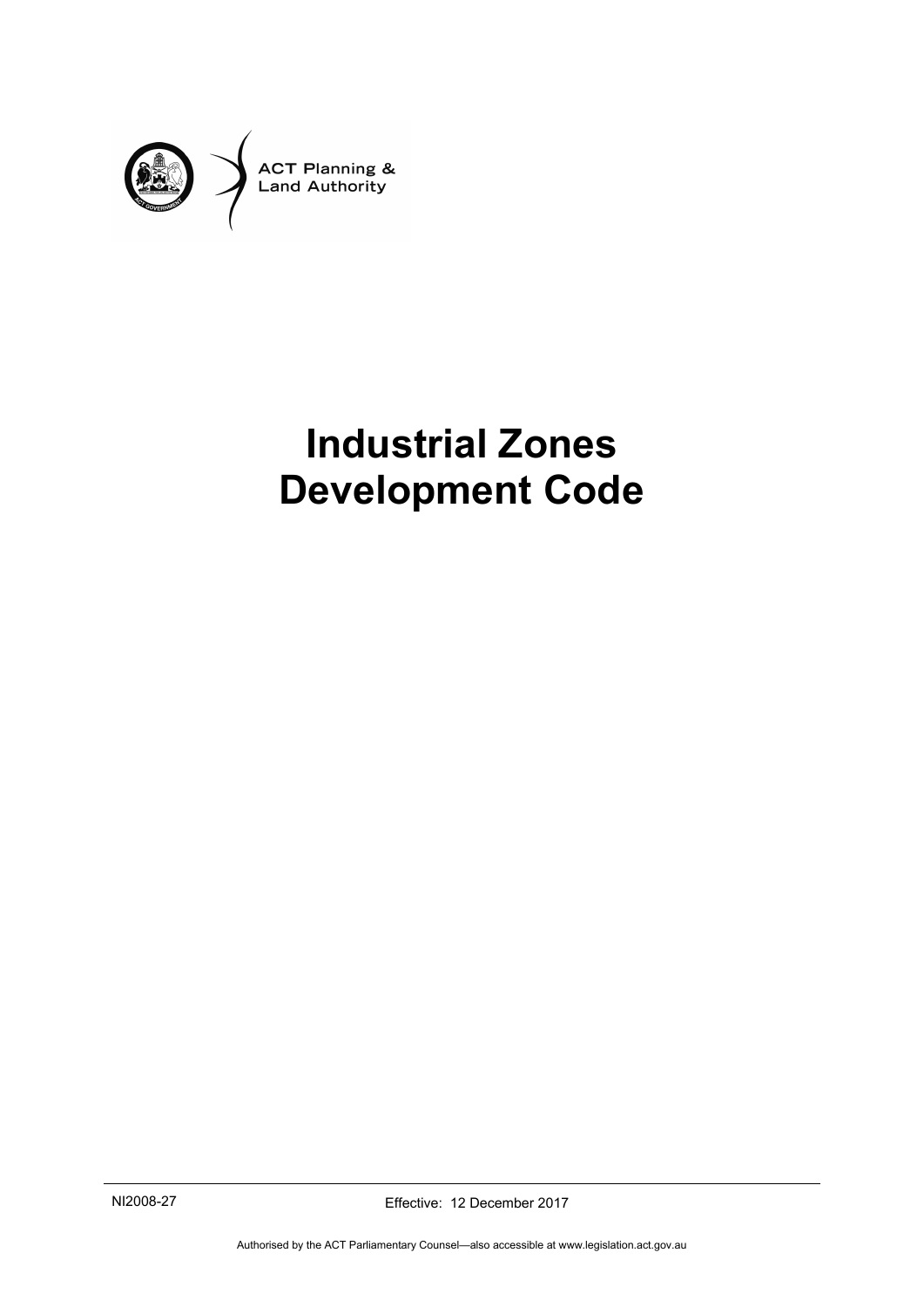ACT Planning & Land Authority

# Industrial Zones Development Code

NI2008-27

Effective: 12 December 2017

Authorised by the ACT Parliamentary Counsel—also accessible at www.legislation.act.gov.au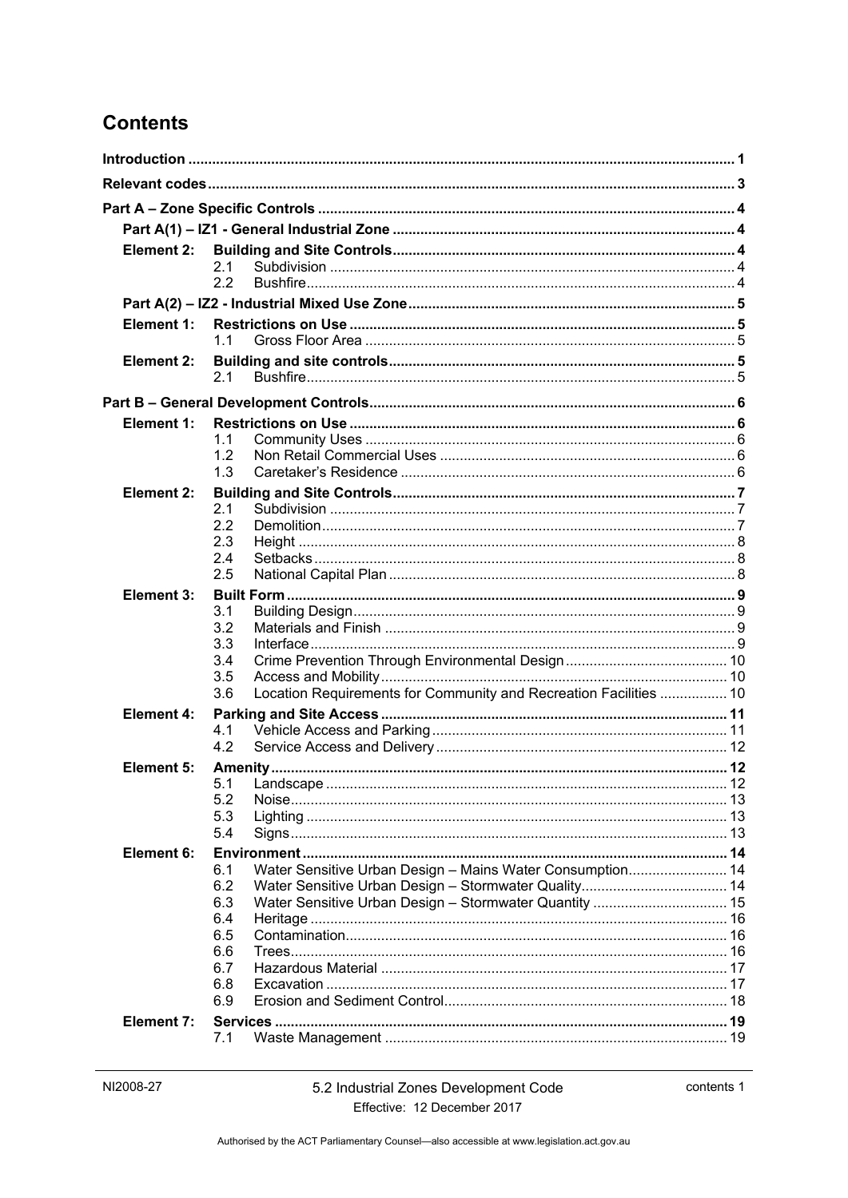# Contents

| | | |
|---|---|---|
| **Introduction** | | **1** |
| **Relevant codes** | | **3** |
| **Part A – Zone Specific Controls** | | **4** |
| **Part A(1) – IZ1 - General Industrial Zone** | | **4** |
| **Element 2:** | **Building and Site Controls** | **4** |
| | 2.1 Subdivision | 4 |
| | 2.2 Bushfire | 4 |
| **Part A(2) – IZ2 - Industrial Mixed Use Zone** | | **5** |
| **Element 1:** | **Restrictions on Use** | **5** |
| | 1.1 Gross Floor Area | 5 |
| **Element 2:** | **Building and site controls** | **5** |
| | 2.1 Bushfire | 5 |
| **Part B – General Development Controls** | | **6** |
| **Element 1:** | **Restrictions on Use** | **6** |
| | 1.1 Community Uses | 6 |
| | 1.2 Non Retail Commercial Uses | 6 |
| | 1.3 Caretaker's Residence | 6 |
| **Element 2:** | **Building and Site Controls** | **7** |
| | 2.1 Subdivision | 7 |
| | 2.2 Demolition | 7 |
| | 2.3 Height | 8 |
| | 2.4 Setbacks | 8 |
| | 2.5 National Capital Plan | 8 |
| **Element 3:** | **Built Form** | **9** |
| | 3.1 Building Design | 9 |
| | 3.2 Materials and Finish | 9 |
| | 3.3 Interface | 9 |
| | 3.4 Crime Prevention Through Environmental Design | 10 |
| | 3.5 Access and Mobility | 10 |
| | 3.6 Location Requirements for Community and Recreation Facilities | 10 |
| **Element 4:** | **Parking and Site Access** | **11** |
| | 4.1 Vehicle Access and Parking | 11 |
| | 4.2 Service Access and Delivery | 12 |
| **Element 5:** | **Amenity** | **12** |
| | 5.1 Landscape | 12 |
| | 5.2 Noise | 13 |
| | 5.3 Lighting | 13 |
| | 5.4 Signs | 13 |
| **Element 6:** | **Environment** | **14** |
| | 6.1 Water Sensitive Urban Design – Mains Water Consumption | 14 |
| | 6.2 Water Sensitive Urban Design – Stormwater Quality | 14 |
| | 6.3 Water Sensitive Urban Design – Stormwater Quantity | 15 |
| | 6.4 Heritage | 16 |
| | 6.5 Contamination | 16 |
| | 6.6 Trees | 16 |
| | 6.7 Hazardous Material | 17 |
| | 6.8 Excavation | 17 |
| | 6.9 Erosion and Sediment Control | 18 |
| **Element 7:** | **Services** | **19** |
| | 7.1 Waste Management | 19 |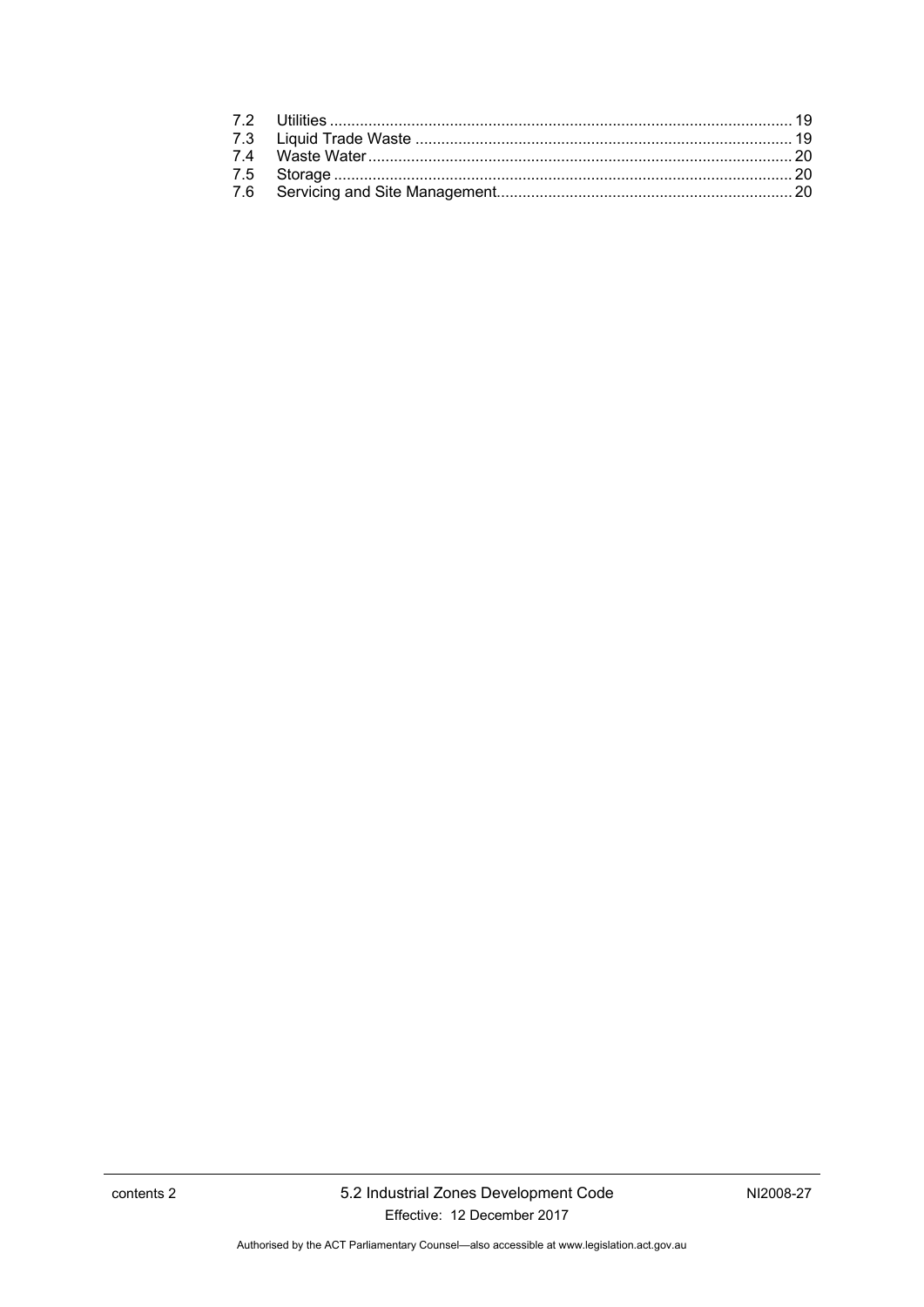| | | |
|---|---|---|
| 7.2 | Utilities | 19 |
| 7.3 | Liquid Trade Waste | 19 |
| 7.4 | Waste Water | 20 |
| 7.5 | Storage | 20 |
| 7.6 | Servicing and Site Management | 20 |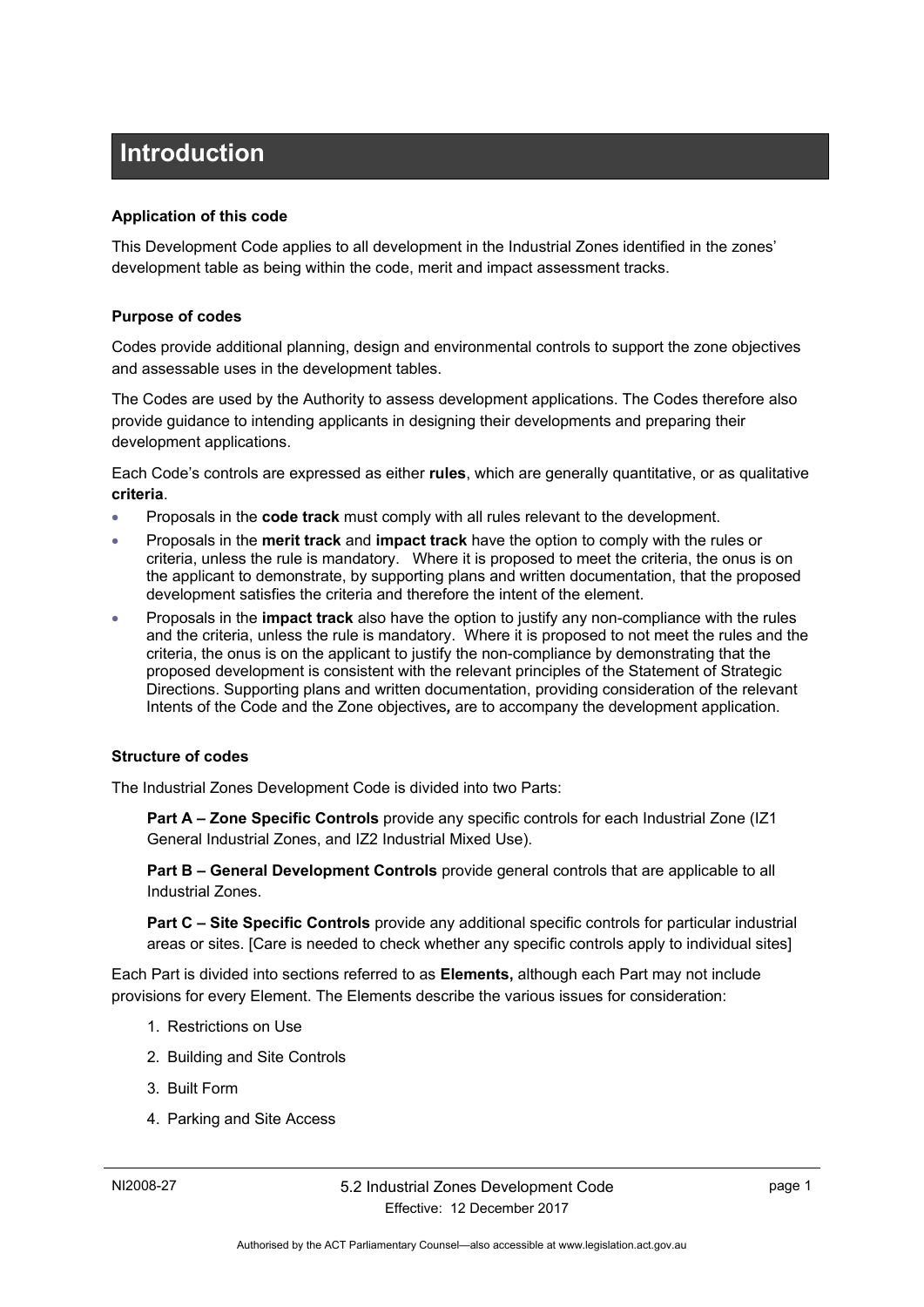# Introduction

**Application of this code**

This Development Code applies to all development in the Industrial Zones identified in the zones' development table as being within the code, merit and impact assessment tracks.

**Purpose of codes**

Codes provide additional planning, design and environmental controls to support the zone objectives and assessable uses in the development tables.

The Codes are used by the Authority to assess development applications. The Codes therefore also provide guidance to intending applicants in designing their developments and preparing their development applications.

Each Code's controls are expressed as either **rules**, which are generally quantitative, or as qualitative **criteria**.

- Proposals in the **code track** must comply with all rules relevant to the development.
- Proposals in the **merit track** and **impact track** have the option to comply with the rules or criteria, unless the rule is mandatory. Where it is proposed to meet the criteria, the onus is on the applicant to demonstrate, by supporting plans and written documentation, that the proposed development satisfies the criteria and therefore the intent of the element.
- Proposals in the **impact track** also have the option to justify any non-compliance with the rules and the criteria, unless the rule is mandatory. Where it is proposed to not meet the rules and the criteria, the onus is on the applicant to justify the non-compliance by demonstrating that the proposed development is consistent with the relevant principles of the Statement of Strategic Directions. Supporting plans and written documentation, providing consideration of the relevant Intents of the Code and the Zone objectives*,* are to accompany the development application.

**Structure of codes**

The Industrial Zones Development Code is divided into two Parts:

**Part A – Zone Specific Controls** provide any specific controls for each Industrial Zone (IZ1 General Industrial Zones, and IZ2 Industrial Mixed Use).

**Part B – General Development Controls** provide general controls that are applicable to all Industrial Zones.

**Part C – Site Specific Controls** provide any additional specific controls for particular industrial areas or sites. [Care is needed to check whether any specific controls apply to individual sites]

Each Part is divided into sections referred to as **Elements,** although each Part may not include provisions for every Element. The Elements describe the various issues for consideration:

1. Restrictions on Use
2. Building and Site Controls
3. Built Form
4. Parking and Site Access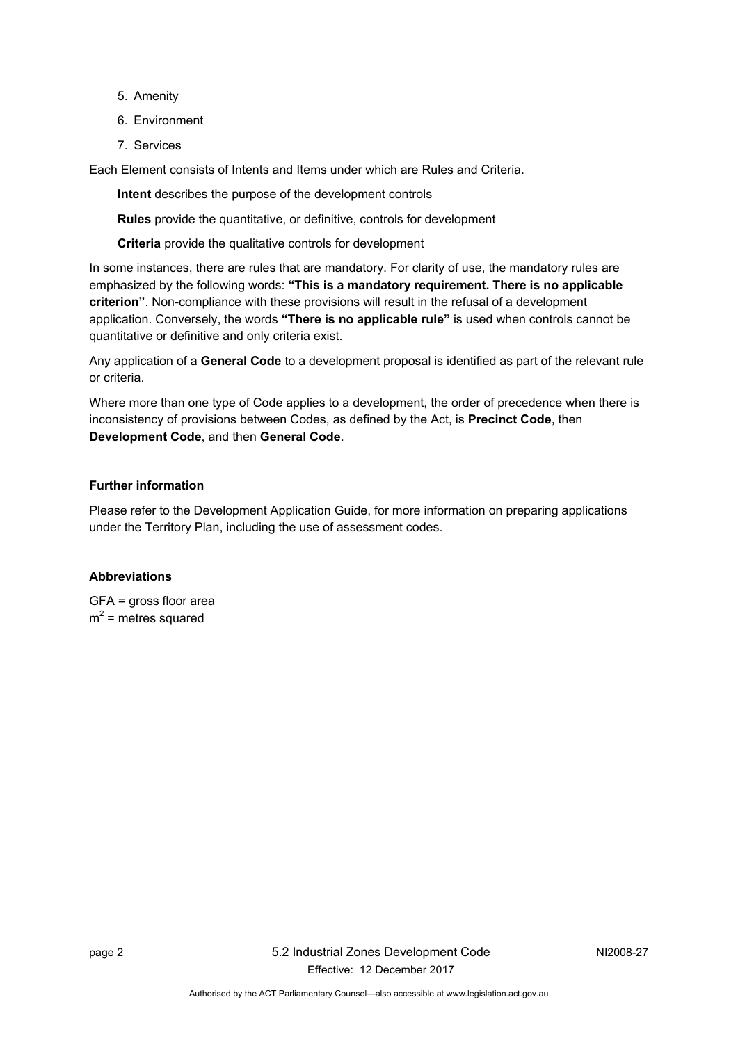5. Amenity
6. Environment
7. Services

Each Element consists of Intents and Items under which are Rules and Criteria.

**Intent** describes the purpose of the development controls

**Rules** provide the quantitative, or definitive, controls for development

**Criteria** provide the qualitative controls for development

In some instances, there are rules that are mandatory. For clarity of use, the mandatory rules are emphasized by the following words: **"This is a mandatory requirement. There is no applicable criterion"**. Non-compliance with these provisions will result in the refusal of a development application. Conversely, the words **"There is no applicable rule"** is used when controls cannot be quantitative or definitive and only criteria exist.

Any application of a **General Code** to a development proposal is identified as part of the relevant rule or criteria.

Where more than one type of Code applies to a development, the order of precedence when there is inconsistency of provisions between Codes, as defined by the Act, is **Precinct Code**, then **Development Code**, and then **General Code**.

### Further information

Please refer to the Development Application Guide, for more information on preparing applications under the Territory Plan, including the use of assessment codes.

### Abbreviations

GFA = gross floor area
$m^2$ = metres squared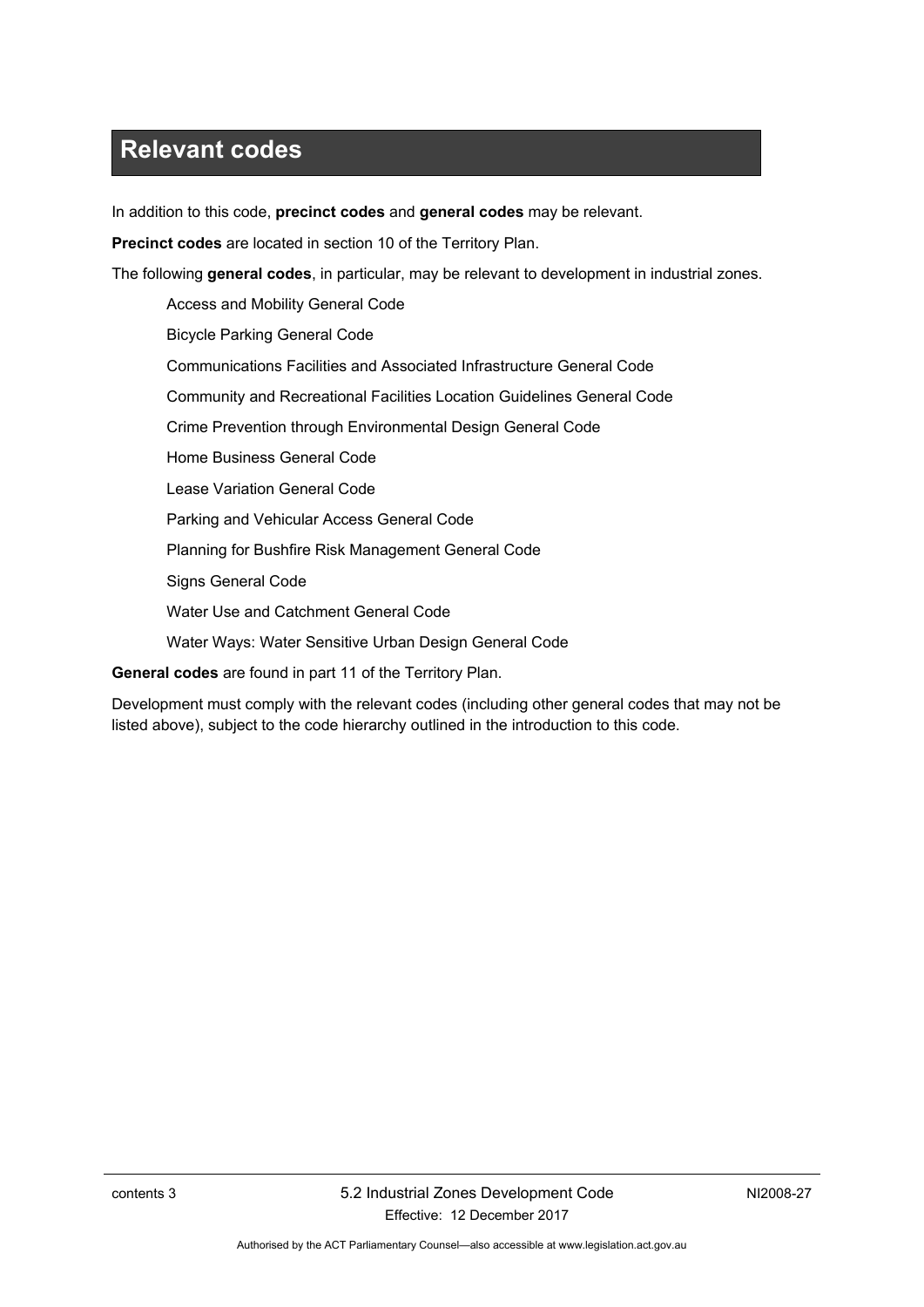# Relevant codes

In addition to this code, **precinct codes** and **general codes** may be relevant.

**Precinct codes** are located in section 10 of the Territory Plan.

The following **general codes**, in particular, may be relevant to development in industrial zones.

- Access and Mobility General Code
- Bicycle Parking General Code
- Communications Facilities and Associated Infrastructure General Code
- Community and Recreational Facilities Location Guidelines General Code
- Crime Prevention through Environmental Design General Code
- Home Business General Code
- Lease Variation General Code
- Parking and Vehicular Access General Code
- Planning for Bushfire Risk Management General Code
- Signs General Code
- Water Use and Catchment General Code
- Water Ways: Water Sensitive Urban Design General Code

**General codes** are found in part 11 of the Territory Plan.

Development must comply with the relevant codes (including other general codes that may not be listed above), subject to the code hierarchy outlined in the introduction to this code.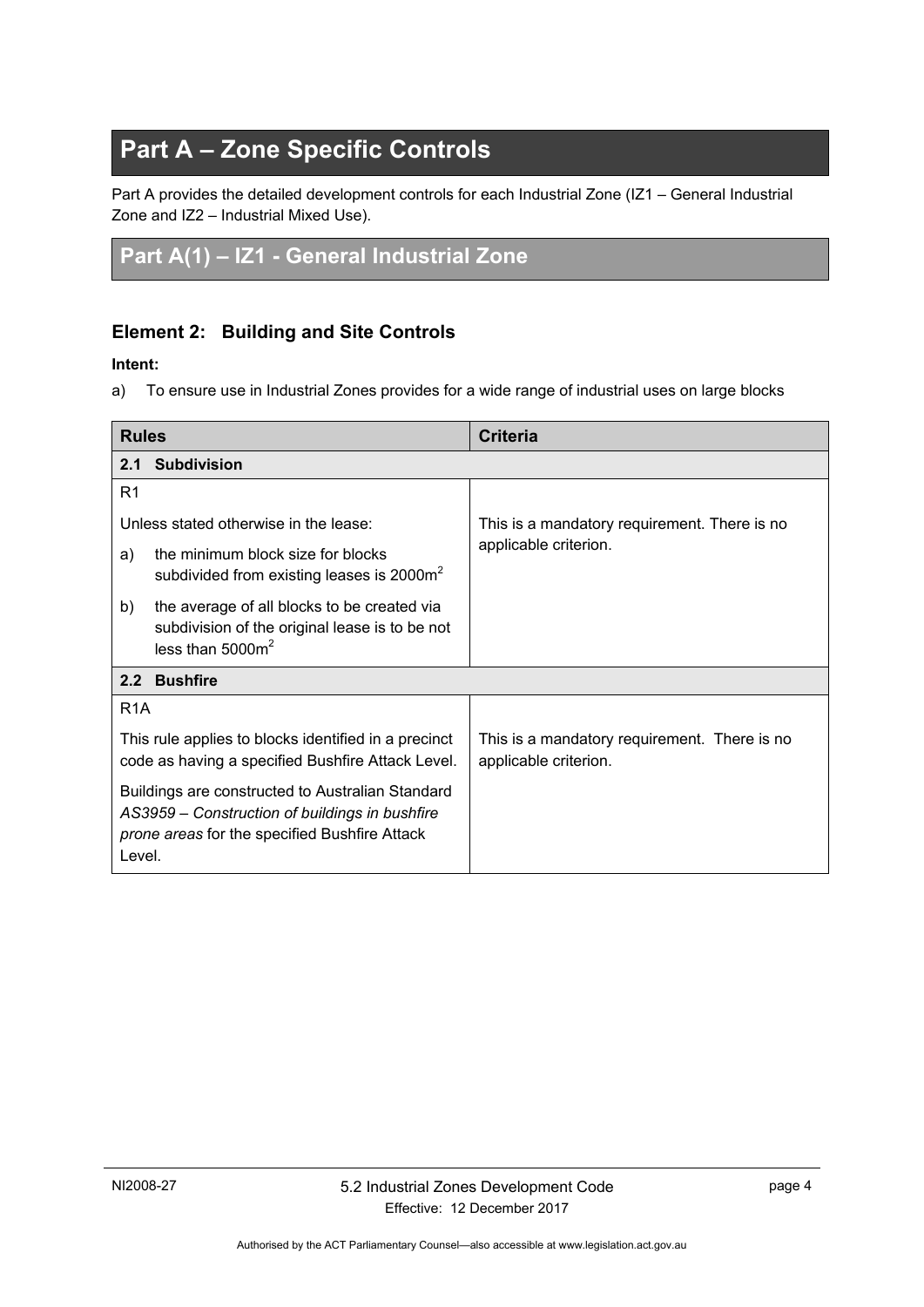# Part A – Zone Specific Controls

Part A provides the detailed development controls for each Industrial Zone (IZ1 – General Industrial Zone and IZ2 – Industrial Mixed Use).

## Part A(1) – IZ1 - General Industrial Zone

### Element 2: Building and Site Controls

**Intent:**

a) To ensure use in Industrial Zones provides for a wide range of industrial uses on large blocks

| Rules | Criteria |
| --- | --- |
| **2.1 Subdivision** | |
| R1<br><br>Unless stated otherwise in the lease:<br><br>a) the minimum block size for blocks subdivided from existing leases is 2000$m^2$<br><br>b) the average of all blocks to be created via subdivision of the original lease is to be not less than 5000$m^2$ | This is a mandatory requirement. There is no applicable criterion. |
| **2.2 Bushfire** | |
| R1A<br><br>This rule applies to blocks identified in a precinct code as having a specified Bushfire Attack Level.<br><br>Buildings are constructed to Australian Standard *AS3959 – Construction of buildings in bushfire prone areas* for the specified Bushfire Attack Level. | This is a mandatory requirement. There is no applicable criterion. |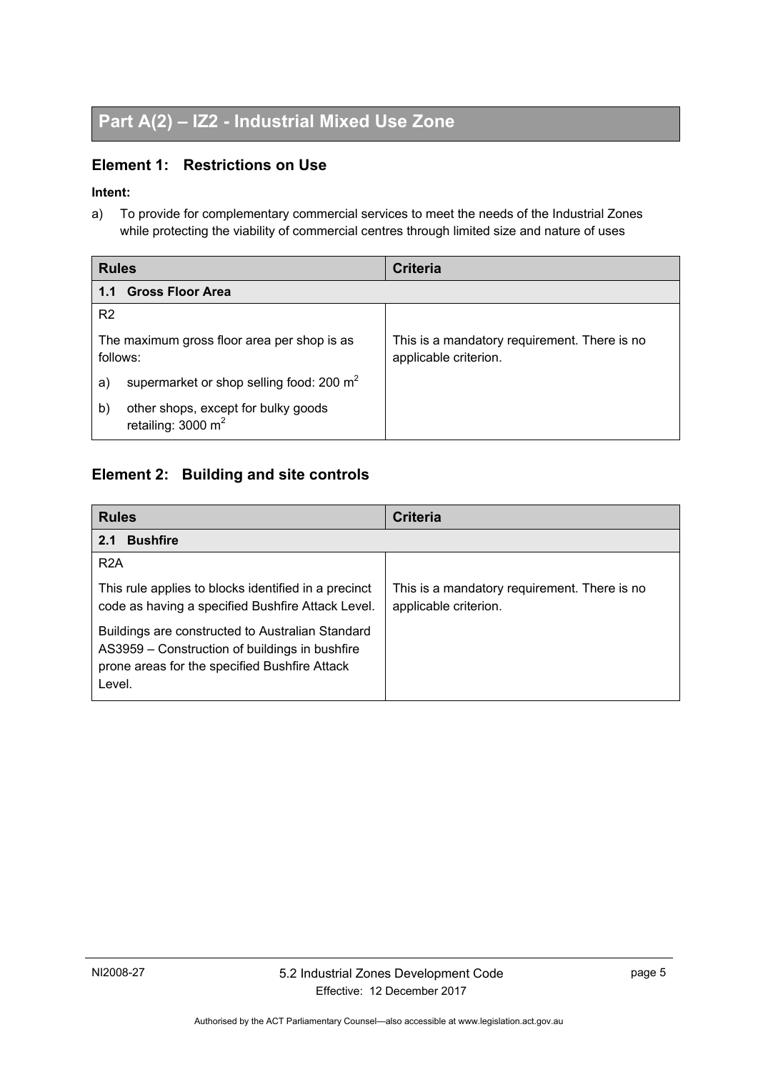# Part A(2) – IZ2 - Industrial Mixed Use Zone

## Element 1: Restrictions on Use

**Intent:**

a) To provide for complementary commercial services to meet the needs of the Industrial Zones while protecting the viability of commercial centres through limited size and nature of uses

| Rules | Criteria |
|---|---|
| **1.1 Gross Floor Area** | |
| R2<br><br>The maximum gross floor area per shop is as follows:<br><br>a) supermarket or shop selling food: 200 $m^2$<br><br>b) other shops, except for bulky goods retailing: 3000 $m^2$ | This is a mandatory requirement. There is no applicable criterion. |

## Element 2: Building and site controls

| Rules | Criteria |
|---|---|
| **2.1 Bushfire** | |
| R2A<br><br>This rule applies to blocks identified in a precinct code as having a specified Bushfire Attack Level.<br><br>Buildings are constructed to Australian Standard AS3959 – Construction of buildings in bushfire prone areas for the specified Bushfire Attack Level. | This is a mandatory requirement. There is no applicable criterion. |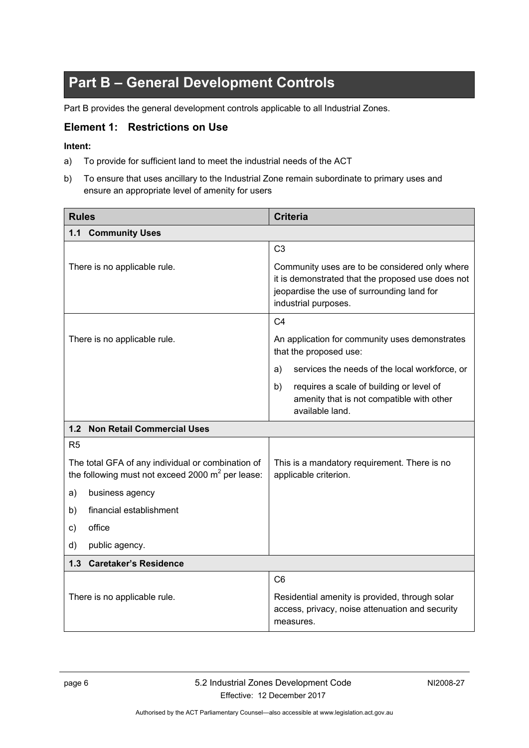# Part B – General Development Controls

Part B provides the general development controls applicable to all Industrial Zones.

## Element 1: Restrictions on Use

**Intent:**

a) To provide for sufficient land to meet the industrial needs of the ACT

b) To ensure that uses ancillary to the Industrial Zone remain subordinate to primary uses and ensure an appropriate level of amenity for users

| Rules | Criteria |
|---|---|
| **1.1 Community Uses** | |
| There is no applicable rule. | C3<br><br>Community uses are to be considered only where it is demonstrated that the proposed use does not jeopardise the use of surrounding land for industrial purposes. |
| There is no applicable rule. | C4<br><br>An application for community uses demonstrates that the proposed use:<br><br>a) services the needs of the local workforce, or<br><br>b) requires a scale of building or level of amenity that is not compatible with other available land. |
| **1.2 Non Retail Commercial Uses** | |
| R5<br><br>The total GFA of any individual or combination of the following must not exceed 2000 $m^2$ per lease:<br><br>a) business agency<br><br>b) financial establishment<br><br>c) office<br><br>d) public agency. | This is a mandatory requirement. There is no applicable criterion. |
| **1.3 Caretaker's Residence** | |
| There is no applicable rule. | C6<br><br>Residential amenity is provided, through solar access, privacy, noise attenuation and security measures. |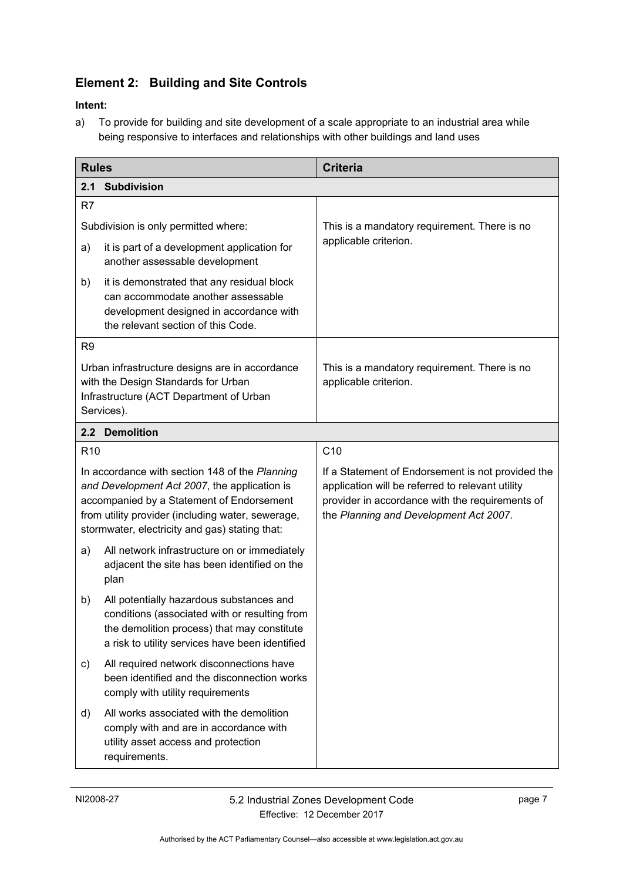## Element 2: Building and Site Controls

**Intent:**

a) To provide for building and site development of a scale appropriate to an industrial area while being responsive to interfaces and relationships with other buildings and land uses

| Rules | Criteria |
|---|---|
| **2.1 Subdivision** | |
| R7<br><br>Subdivision is only permitted where:<br><br>a) it is part of a development application for another assessable development<br><br>b) it is demonstrated that any residual block can accommodate another assessable development designed in accordance with the relevant section of this Code. | This is a mandatory requirement. There is no applicable criterion. |
| R9<br><br>Urban infrastructure designs are in accordance with the Design Standards for Urban Infrastructure (ACT Department of Urban Services). | This is a mandatory requirement. There is no applicable criterion. |
| **2.2 Demolition** | |
| R10<br><br>In accordance with section 148 of the *Planning and Development Act 2007*, the application is accompanied by a Statement of Endorsement from utility provider (including water, sewerage, stormwater, electricity and gas) stating that:<br><br>a) All network infrastructure on or immediately adjacent the site has been identified on the plan<br><br>b) All potentially hazardous substances and conditions (associated with or resulting from the demolition process) that may constitute a risk to utility services have been identified<br><br>c) All required network disconnections have been identified and the disconnection works comply with utility requirements<br><br>d) All works associated with the demolition comply with and are in accordance with utility asset access and protection requirements. | C10<br><br>If a Statement of Endorsement is not provided the application will be referred to relevant utility provider in accordance with the requirements of the *Planning and Development Act 2007*. |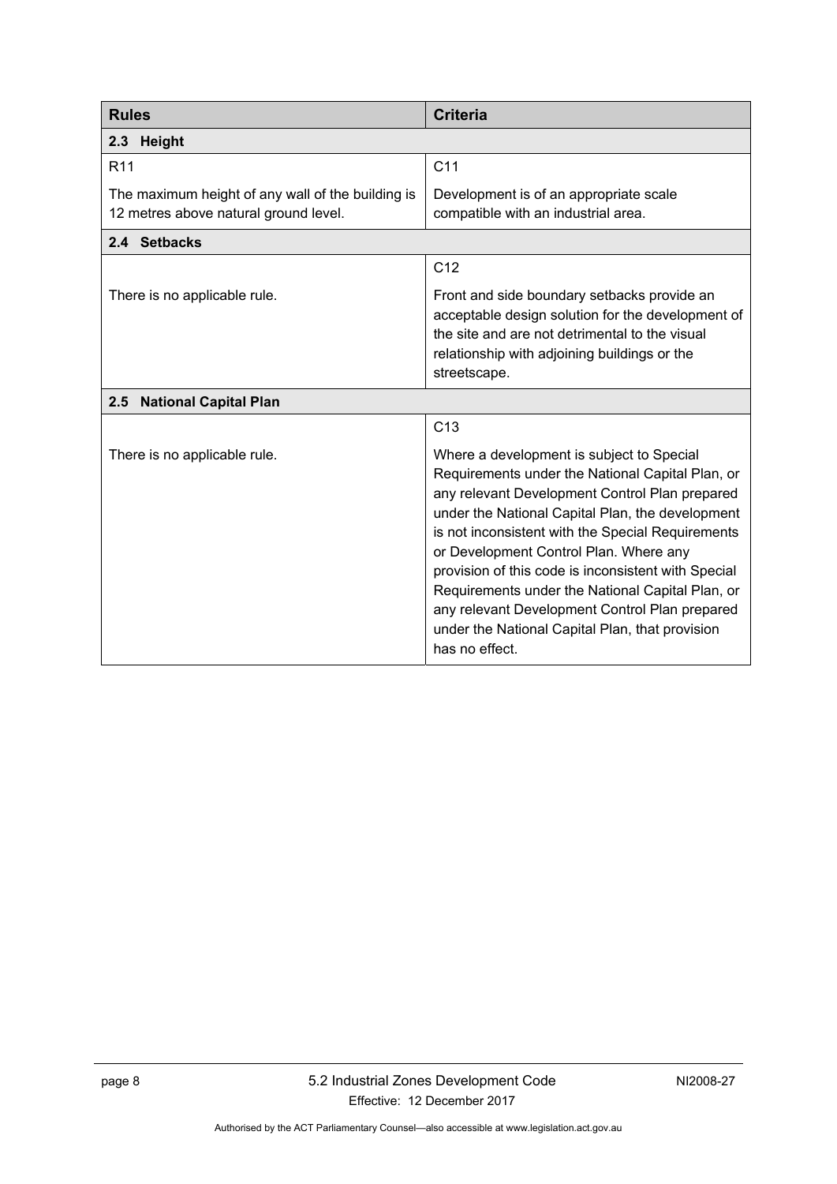| Rules | Criteria |
| --- | --- |
| **2.3 Height** | |
| R11<br><br>The maximum height of any wall of the building is 12 metres above natural ground level. | C11<br><br>Development is of an appropriate scale compatible with an industrial area. |
| **2.4 Setbacks** | |
| There is no applicable rule. | C12<br><br>Front and side boundary setbacks provide an acceptable design solution for the development of the site and are not detrimental to the visual relationship with adjoining buildings or the streetscape. |
| **2.5 National Capital Plan** | |
| There is no applicable rule. | C13<br><br>Where a development is subject to Special Requirements under the National Capital Plan, or any relevant Development Control Plan prepared under the National Capital Plan, the development is not inconsistent with the Special Requirements or Development Control Plan. Where any provision of this code is inconsistent with Special Requirements under the National Capital Plan, or any relevant Development Control Plan prepared under the National Capital Plan, that provision has no effect. |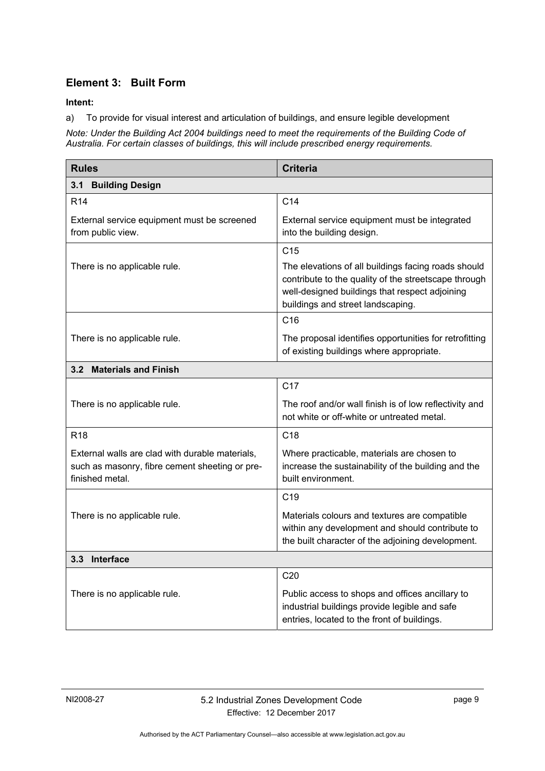## Element 3: Built Form

**Intent:**

a) To provide for visual interest and articulation of buildings, and ensure legible development

*Note: Under the Building Act 2004 buildings need to meet the requirements of the Building Code of Australia. For certain classes of buildings, this will include prescribed energy requirements.*

| Rules | Criteria |
|---|---|
| **3.1 Building Design** | |
| R14<br><br>External service equipment must be screened from public view. | C14<br><br>External service equipment must be integrated into the building design. |
| There is no applicable rule. | C15<br><br>The elevations of all buildings facing roads should contribute to the quality of the streetscape through well-designed buildings that respect adjoining buildings and street landscaping. |
| There is no applicable rule. | C16<br><br>The proposal identifies opportunities for retrofitting of existing buildings where appropriate. |
| **3.2 Materials and Finish** | |
| There is no applicable rule. | C17<br><br>The roof and/or wall finish is of low reflectivity and not white or off-white or untreated metal. |
| R18<br><br>External walls are clad with durable materials, such as masonry, fibre cement sheeting or pre-finished metal. | C18<br><br>Where practicable, materials are chosen to increase the sustainability of the building and the built environment. |
| There is no applicable rule. | C19<br><br>Materials colours and textures are compatible within any development and should contribute to the built character of the adjoining development. |
| **3.3 Interface** | |
| There is no applicable rule. | C20<br><br>Public access to shops and offices ancillary to industrial buildings provide legible and safe entries, located to the front of buildings. |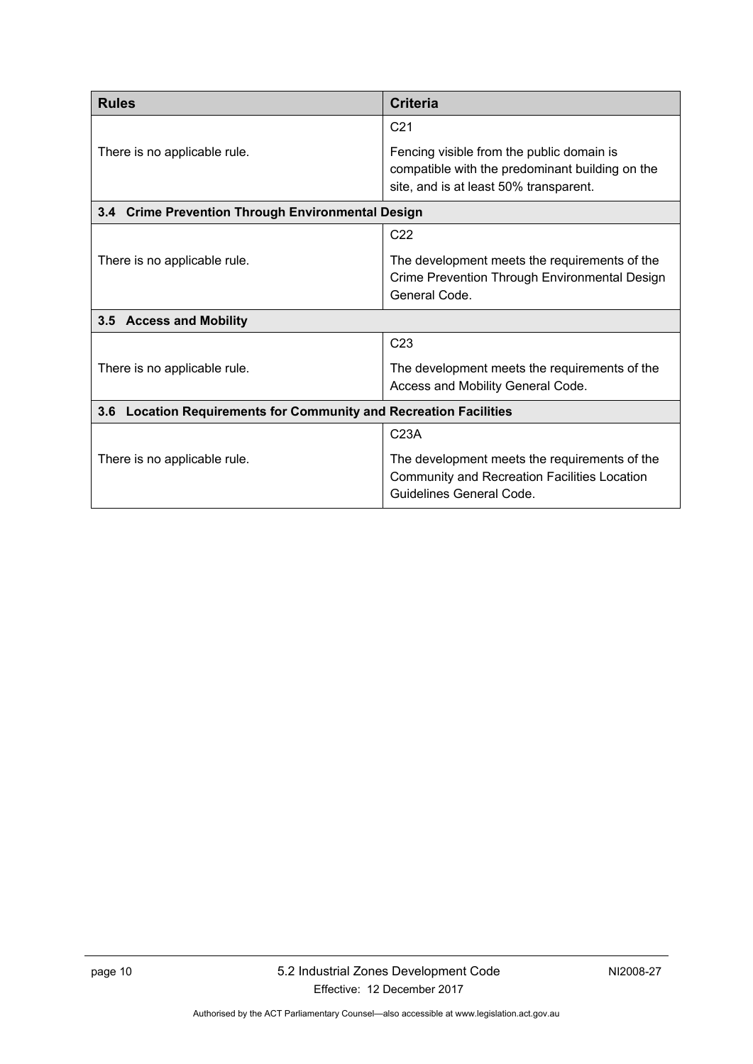| Rules | Criteria |
|---|---|
| There is no applicable rule. | C21<br><br>Fencing visible from the public domain is compatible with the predominant building on the site, and is at least 50% transparent. |
| **3.4 Crime Prevention Through Environmental Design** | |
| There is no applicable rule. | C22<br><br>The development meets the requirements of the Crime Prevention Through Environmental Design General Code. |
| **3.5 Access and Mobility** | |
| There is no applicable rule. | C23<br><br>The development meets the requirements of the Access and Mobility General Code. |
| **3.6 Location Requirements for Community and Recreation Facilities** | |
| There is no applicable rule. | C23A<br><br>The development meets the requirements of the Community and Recreation Facilities Location Guidelines General Code. |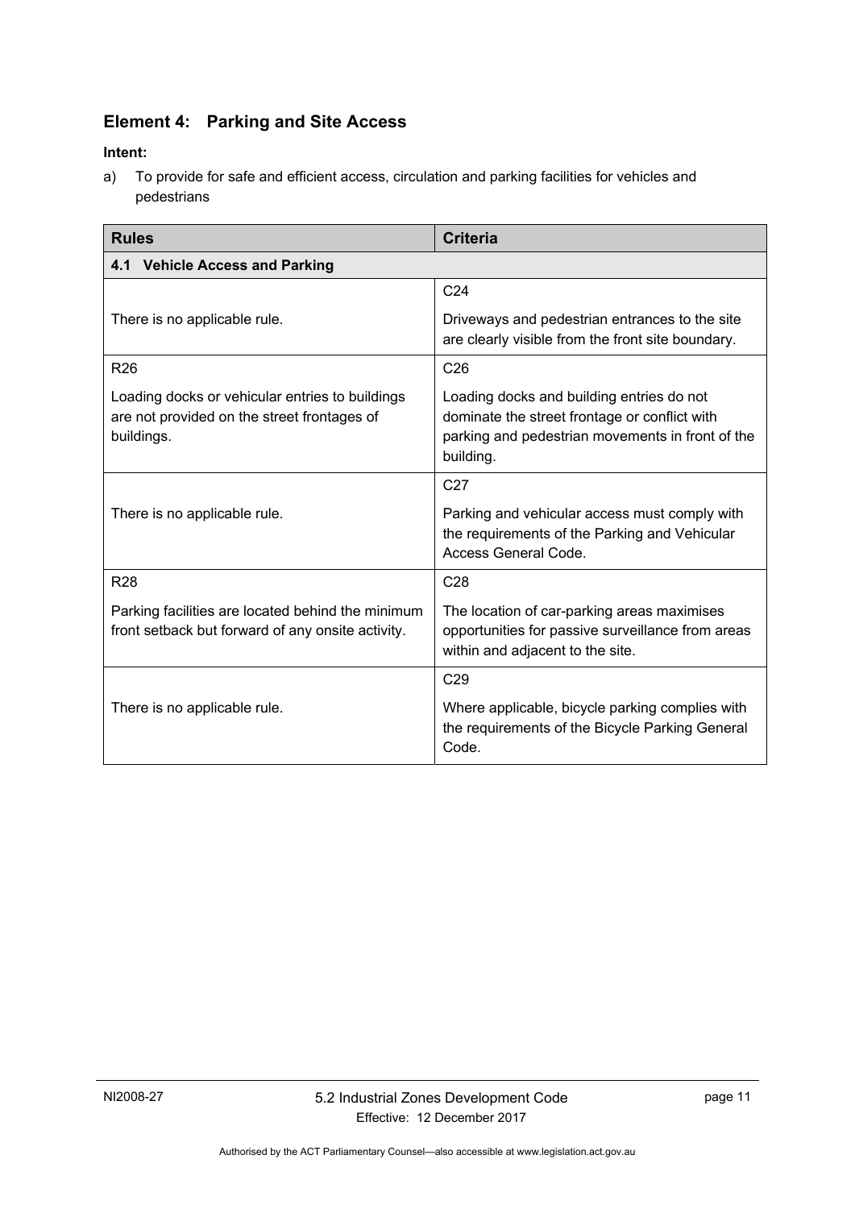## Element 4: Parking and Site Access

**Intent:**

a) To provide for safe and efficient access, circulation and parking facilities for vehicles and pedestrians

| Rules | Criteria |
|---|---|
| **4.1 Vehicle Access and Parking** | |
| There is no applicable rule. | C24<br><br>Driveways and pedestrian entrances to the site are clearly visible from the front site boundary. |
| R26<br><br>Loading docks or vehicular entries to buildings are not provided on the street frontages of buildings. | C26<br><br>Loading docks and building entries do not dominate the street frontage or conflict with parking and pedestrian movements in front of the building. |
| There is no applicable rule. | C27<br><br>Parking and vehicular access must comply with the requirements of the Parking and Vehicular Access General Code. |
| R28<br><br>Parking facilities are located behind the minimum front setback but forward of any onsite activity. | C28<br><br>The location of car-parking areas maximises opportunities for passive surveillance from areas within and adjacent to the site. |
| There is no applicable rule. | C29<br><br>Where applicable, bicycle parking complies with the requirements of the Bicycle Parking General Code. |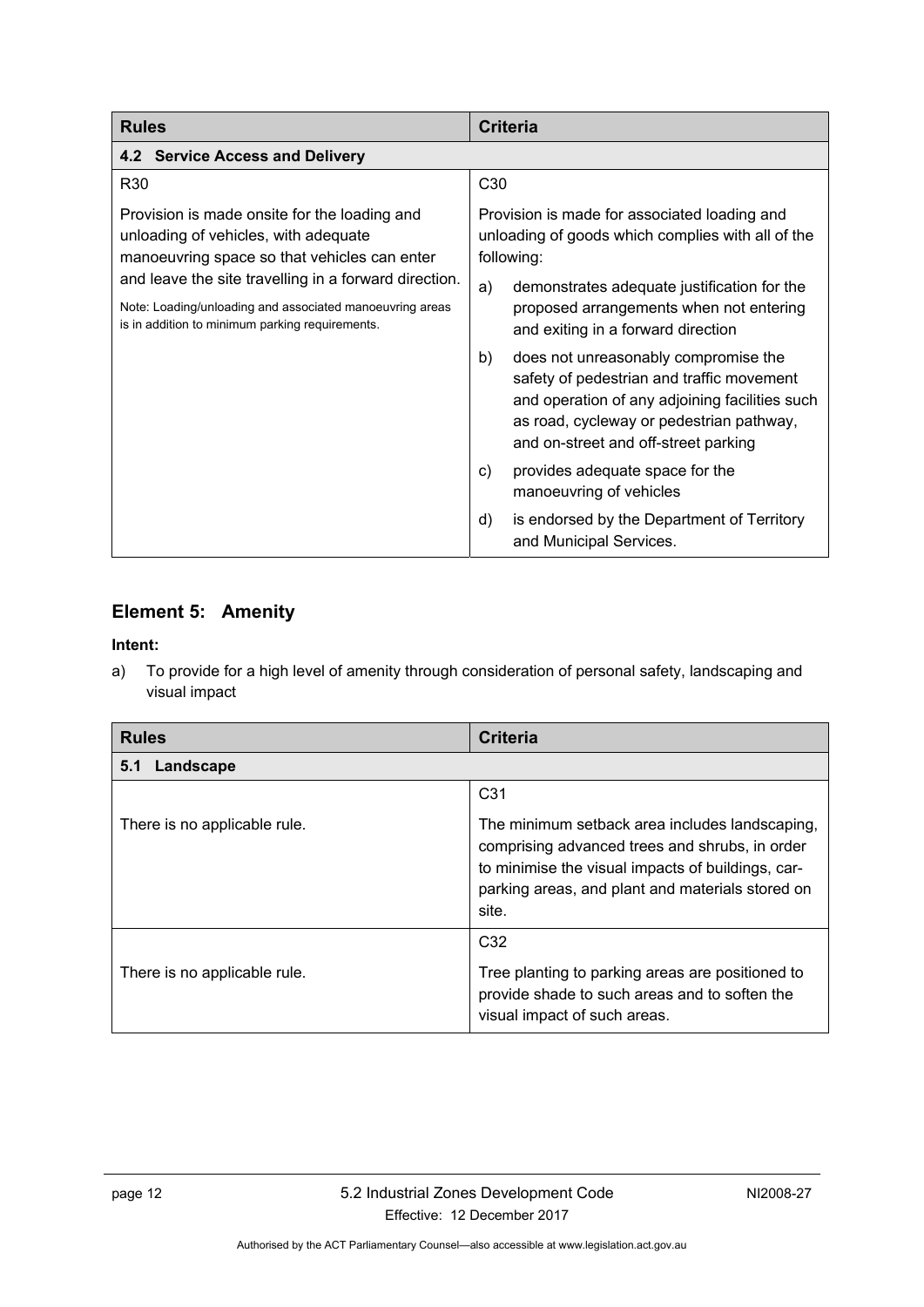| Rules | Criteria |
|---|---|
| **4.2 Service Access and Delivery** | |
| R30<br><br>Provision is made onsite for the loading and unloading of vehicles, with adequate manoeuvring space so that vehicles can enter and leave the site travelling in a forward direction.<br><br>Note: Loading/unloading and associated manoeuvring areas is in addition to minimum parking requirements. | C30<br><br>Provision is made for associated loading and unloading of goods which complies with all of the following:<br><br>a) demonstrates adequate justification for the proposed arrangements when not entering and exiting in a forward direction<br><br>b) does not unreasonably compromise the safety of pedestrian and traffic movement and operation of any adjoining facilities such as road, cycleway or pedestrian pathway, and on-street and off-street parking<br><br>c) provides adequate space for the manoeuvring of vehicles<br><br>d) is endorsed by the Department of Territory and Municipal Services. |

## Element 5: Amenity

**Intent:**

a) To provide for a high level of amenity through consideration of personal safety, landscaping and visual impact

| Rules | Criteria |
|---|---|
| **5.1 Landscape** | |
| There is no applicable rule. | C31<br><br>The minimum setback area includes landscaping, comprising advanced trees and shrubs, in order to minimise the visual impacts of buildings, car-parking areas, and plant and materials stored on site. |
| There is no applicable rule. | C32<br><br>Tree planting to parking areas are positioned to provide shade to such areas and to soften the visual impact of such areas. |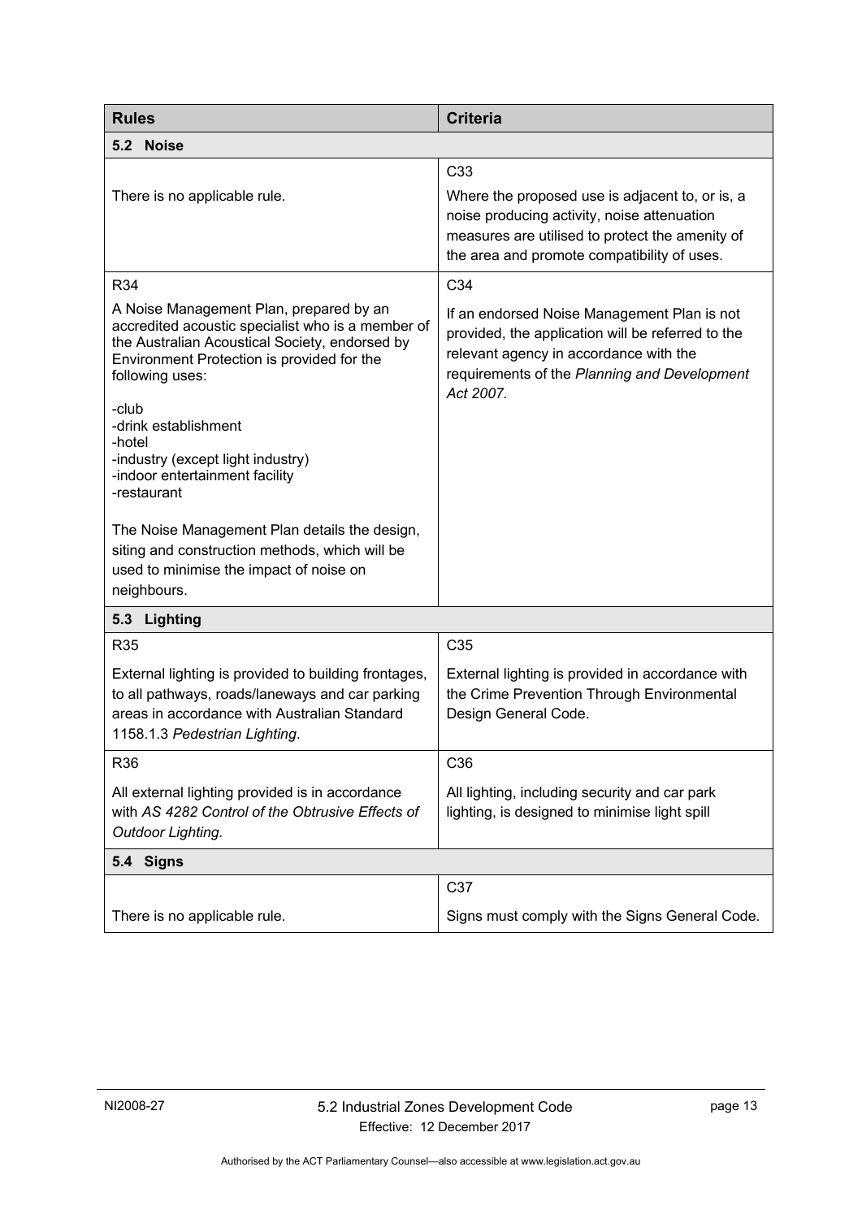| Rules | Criteria |
|---|---|
| **5.2 Noise** | |
| There is no applicable rule. | C33<br>Where the proposed use is adjacent to, or is, a noise producing activity, noise attenuation measures are utilised to protect the amenity of the area and promote compatibility of uses. |
| R34<br>A Noise Management Plan, prepared by an accredited acoustic specialist who is a member of the Australian Acoustical Society, endorsed by Environment Protection is provided for the following uses:<br>-club<br>-drink establishment<br>-hotel<br>-industry (except light industry)<br>-indoor entertainment facility<br>-restaurant<br>The Noise Management Plan details the design, siting and construction methods, which will be used to minimise the impact of noise on neighbours. | C34<br>If an endorsed Noise Management Plan is not provided, the application will be referred to the relevant agency in accordance with the requirements of the *Planning and Development Act 2007.* |
| **5.3 Lighting** | |
| R35<br>External lighting is provided to building frontages, to all pathways, roads/laneways and car parking areas in accordance with Australian Standard 1158.1.3 *Pedestrian Lighting*. | C35<br>External lighting is provided in accordance with the Crime Prevention Through Environmental Design General Code. |
| R36<br>All external lighting provided is in accordance with *AS 4282 Control of the Obtrusive Effects of Outdoor Lighting.* | C36<br>All lighting, including security and car park lighting, is designed to minimise light spill |
| **5.4 Signs** | |
| There is no applicable rule. | C37<br>Signs must comply with the Signs General Code. |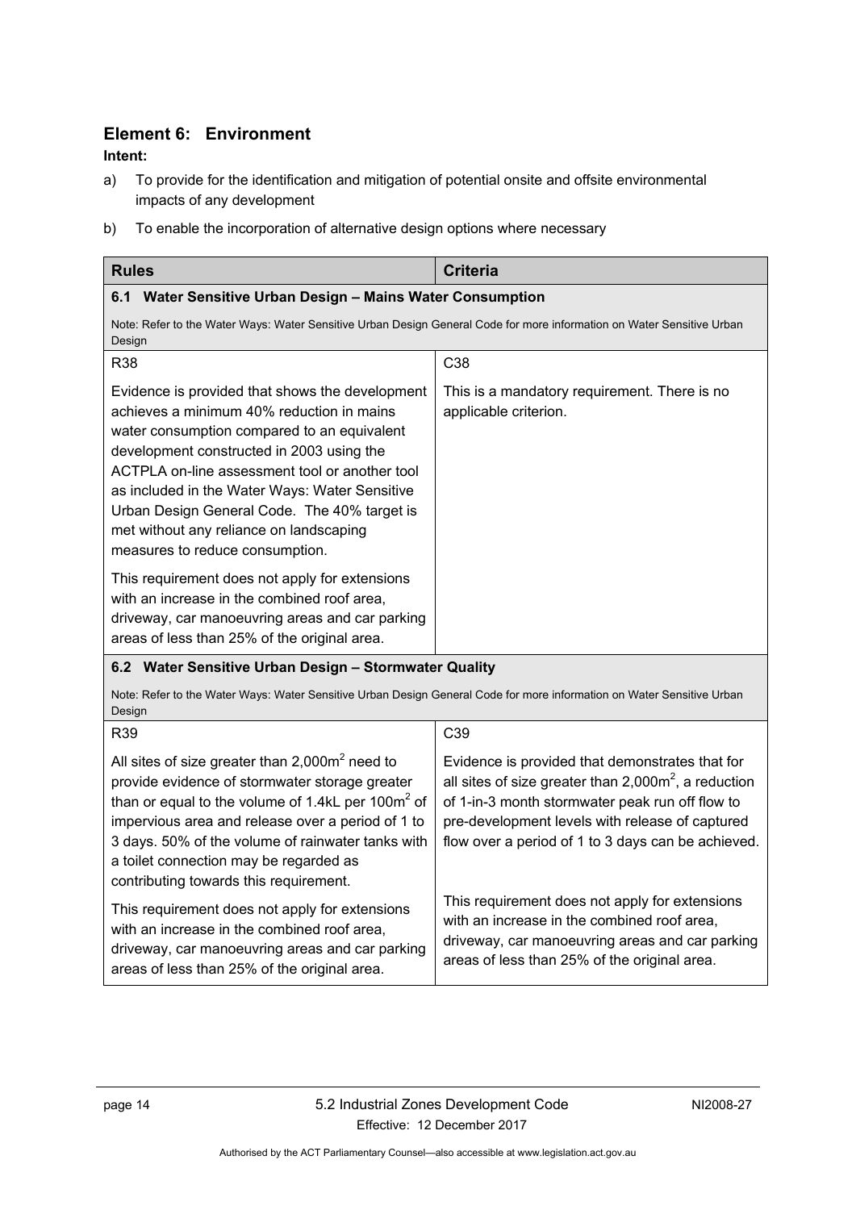## Element 6: Environment

**Intent:**

a) To provide for the identification and mitigation of potential onsite and offsite environmental impacts of any development

b) To enable the incorporation of alternative design options where necessary

| Rules | Criteria |
|---|---|
| **6.1 Water Sensitive Urban Design – Mains Water Consumption**<br>Note: Refer to the Water Ways: Water Sensitive Urban Design General Code for more information on Water Sensitive Urban Design | |
| R38<br><br>Evidence is provided that shows the development achieves a minimum 40% reduction in mains water consumption compared to an equivalent development constructed in 2003 using the ACTPLA on-line assessment tool or another tool as included in the Water Ways: Water Sensitive Urban Design General Code. The 40% target is met without any reliance on landscaping measures to reduce consumption.<br><br>This requirement does not apply for extensions with an increase in the combined roof area, driveway, car manoeuvring areas and car parking areas of less than 25% of the original area. | C38<br><br>This is a mandatory requirement. There is no applicable criterion. |
| **6.2 Water Sensitive Urban Design – Stormwater Quality**<br>Note: Refer to the Water Ways: Water Sensitive Urban Design General Code for more information on Water Sensitive Urban Design | |
| R39<br><br>All sites of size greater than 2,000m$^2$ need to provide evidence of stormwater storage greater than or equal to the volume of 1.4kL per 100m$^2$ of impervious area and release over a period of 1 to 3 days. 50% of the volume of rainwater tanks with a toilet connection may be regarded as contributing towards this requirement.<br><br>This requirement does not apply for extensions with an increase in the combined roof area, driveway, car manoeuvring areas and car parking areas of less than 25% of the original area. | C39<br><br>Evidence is provided that demonstrates that for all sites of size greater than 2,000m$^2$, a reduction of 1-in-3 month stormwater peak run off flow to pre-development levels with release of captured flow over a period of 1 to 3 days can be achieved.<br><br>This requirement does not apply for extensions with an increase in the combined roof area, driveway, car manoeuvring areas and car parking areas of less than 25% of the original area. |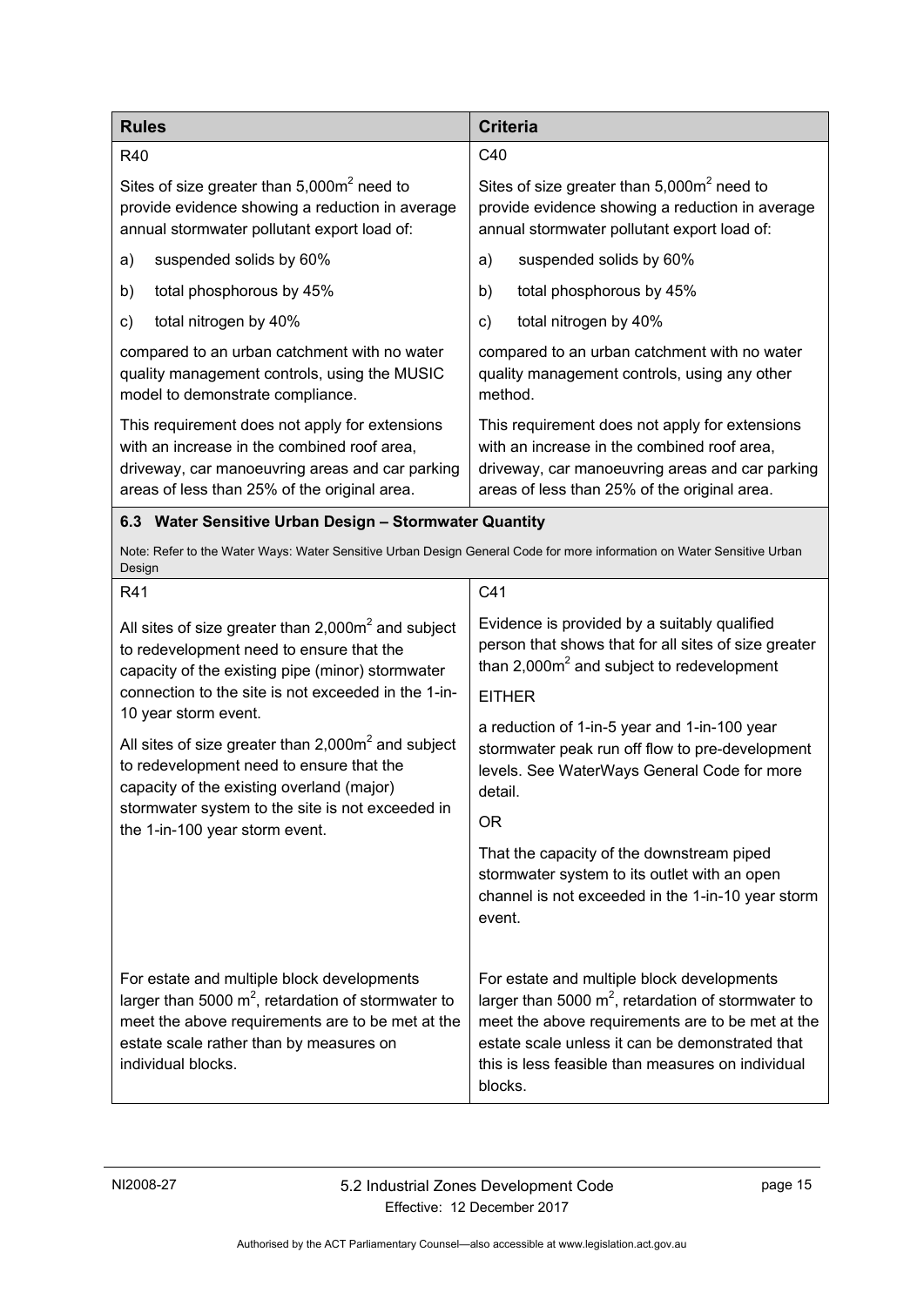| Rules | Criteria |
|---|---|
| R40<br><br>Sites of size greater than 5,000m$^2$ need to provide evidence showing a reduction in average annual stormwater pollutant export load of:<br><br>a) suspended solids by 60%<br><br>b) total phosphorous by 45%<br><br>c) total nitrogen by 40%<br><br>compared to an urban catchment with no water quality management controls, using the MUSIC model to demonstrate compliance.<br><br>This requirement does not apply for extensions with an increase in the combined roof area, driveway, car manoeuvring areas and car parking areas of less than 25% of the original area. | C40<br><br>Sites of size greater than 5,000m$^2$ need to provide evidence showing a reduction in average annual stormwater pollutant export load of:<br><br>a) suspended solids by 60%<br><br>b) total phosphorous by 45%<br><br>c) total nitrogen by 40%<br><br>compared to an urban catchment with no water quality management controls, using any other method.<br><br>This requirement does not apply for extensions with an increase in the combined roof area, driveway, car manoeuvring areas and car parking areas of less than 25% of the original area. |
| **6.3 Water Sensitive Urban Design – Stormwater Quantity**<br><br>Note: Refer to the Water Ways: Water Sensitive Urban Design General Code for more information on Water Sensitive Urban Design | |
| R41<br><br>All sites of size greater than 2,000m$^2$ and subject to redevelopment need to ensure that the capacity of the existing pipe (minor) stormwater connection to the site is not exceeded in the 1-in-10 year storm event.<br><br>All sites of size greater than 2,000m$^2$ and subject to redevelopment need to ensure that the capacity of the existing overland (major) stormwater system to the site is not exceeded in the 1-in-100 year storm event. | C41<br><br>Evidence is provided by a suitably qualified person that shows that for all sites of size greater than 2,000m$^2$ and subject to redevelopment<br><br>EITHER<br><br>a reduction of 1-in-5 year and 1-in-100 year stormwater peak run off flow to pre-development levels. See WaterWays General Code for more detail.<br><br>OR<br><br>That the capacity of the downstream piped stormwater system to its outlet with an open channel is not exceeded in the 1-in-10 year storm event. |
| For estate and multiple block developments larger than 5000 m$^2$, retardation of stormwater to meet the above requirements are to be met at the estate scale rather than by measures on individual blocks. | For estate and multiple block developments larger than 5000 m$^2$, retardation of stormwater to meet the above requirements are to be met at the estate scale unless it can be demonstrated that this is less feasible than measures on individual blocks. |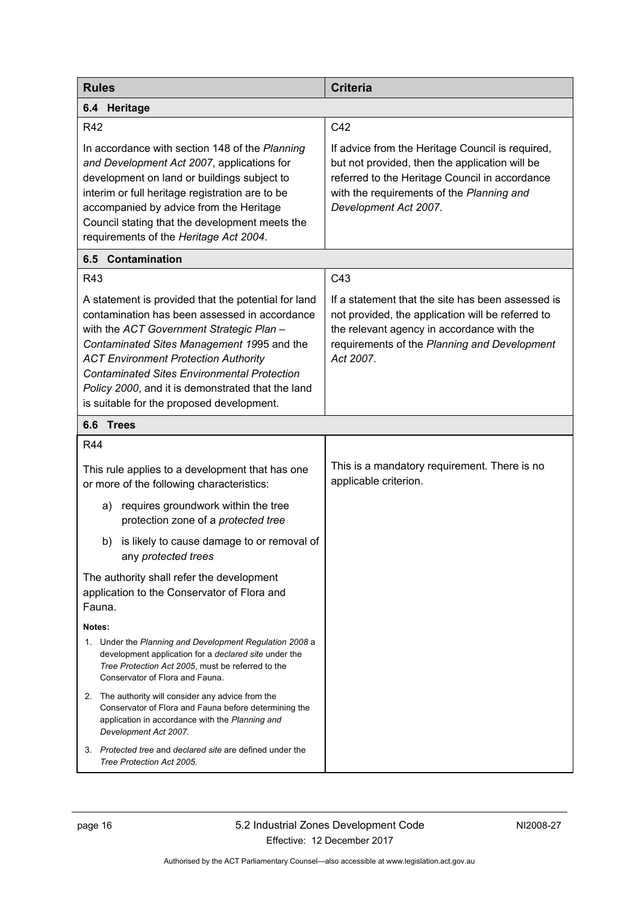| Rules | Criteria |
|---|---|
| **6.4 Heritage** | |
| R42<br><br>In accordance with section 148 of the *Planning and Development Act 2007*, applications for development on land or buildings subject to interim or full heritage registration are to be accompanied by advice from the Heritage Council stating that the development meets the requirements of the *Heritage Act 2004*. | C42<br><br>If advice from the Heritage Council is required, but not provided, then the application will be referred to the Heritage Council in accordance with the requirements of the *Planning and Development Act 2007*. |
| **6.5 Contamination** | |
| R43<br><br>A statement is provided that the potential for land contamination has been assessed in accordance with the *ACT Government Strategic Plan – Contaminated Sites Management 1995* and the *ACT Environment Protection Authority Contaminated Sites Environmental Protection Policy 2000*, and it is demonstrated that the land is suitable for the proposed development. | C43<br><br>If a statement that the site has been assessed is not provided, the application will be referred to the relevant agency in accordance with the requirements of the *Planning and Development Act 2007*. |
| **6.6 Trees** | |
| R44<br><br>This rule applies to a development that has one or more of the following characteristics:<br><br>a) requires groundwork within the tree protection zone of a *protected tree*<br><br>b) is likely to cause damage to or removal of any *protected trees*<br><br>The authority shall refer the development application to the Conservator of Flora and Fauna.<br><br>**Notes:**<br><br>1. Under the *Planning and Development Regulation 2008* a development application for a *declared site* under the *Tree Protection Act 2005*, must be referred to the Conservator of Flora and Fauna.<br><br>2. The authority will consider any advice from the Conservator of Flora and Fauna before determining the application in accordance with the *Planning and Development Act 2007*.<br><br>3. *Protected tree* and *declared site* are defined under the *Tree Protection Act 2005.* | This is a mandatory requirement. There is no applicable criterion. |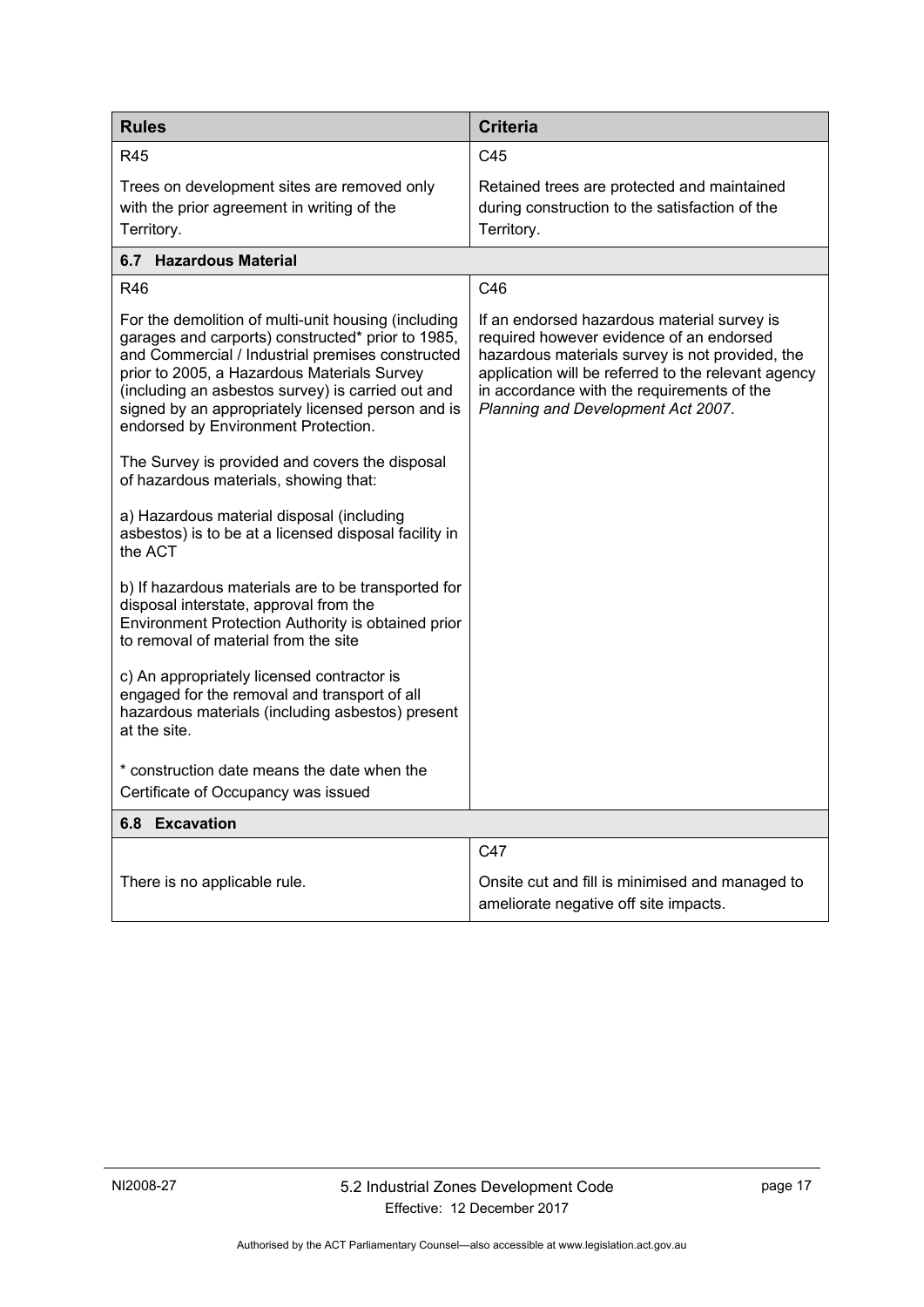| Rules | Criteria |
|---|---|
| R45<br><br>Trees on development sites are removed only with the prior agreement in writing of the Territory. | C45<br><br>Retained trees are protected and maintained during construction to the satisfaction of the Territory. |
| **6.7 Hazardous Material** | |
| R46<br><br>For the demolition of multi-unit housing (including garages and carports) constructed* prior to 1985, and Commercial / Industrial premises constructed prior to 2005, a Hazardous Materials Survey (including an asbestos survey) is carried out and signed by an appropriately licensed person and is endorsed by Environment Protection.<br><br>The Survey is provided and covers the disposal of hazardous materials, showing that:<br><br>a) Hazardous material disposal (including asbestos) is to be at a licensed disposal facility in the ACT<br><br>b) If hazardous materials are to be transported for disposal interstate, approval from the Environment Protection Authority is obtained prior to removal of material from the site<br><br>c) An appropriately licensed contractor is engaged for the removal and transport of all hazardous materials (including asbestos) present at the site.<br><br>* construction date means the date when the Certificate of Occupancy was issued | C46<br><br>If an endorsed hazardous material survey is required however evidence of an endorsed hazardous materials survey is not provided, the application will be referred to the relevant agency in accordance with the requirements of the *Planning and Development Act 2007*. |
| **6.8 Excavation** | |
| There is no applicable rule. | C47<br><br>Onsite cut and fill is minimised and managed to ameliorate negative off site impacts. |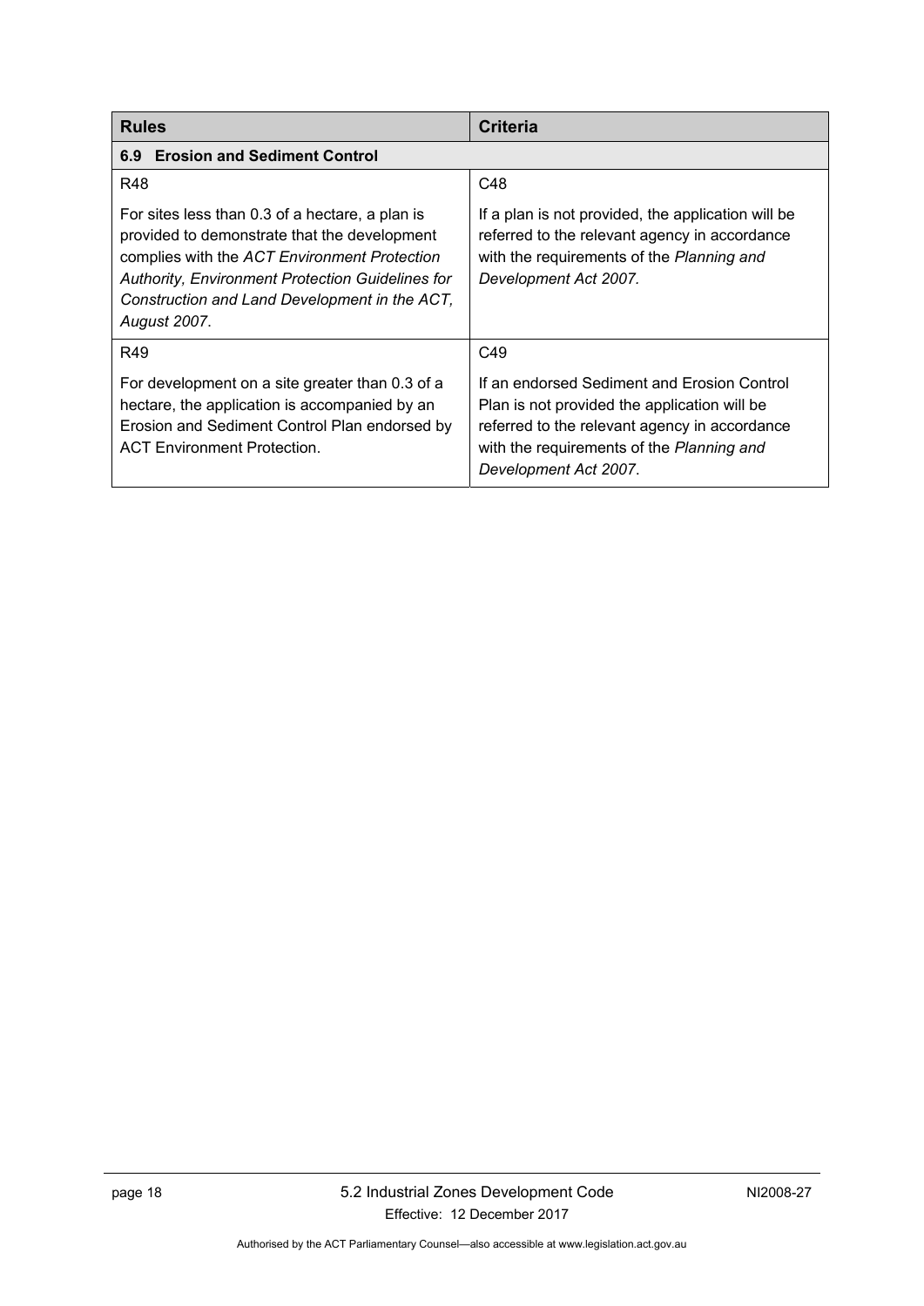| Rules | Criteria |
|---|---|
| **6.9 Erosion and Sediment Control** | |
| R48<br><br>For sites less than 0.3 of a hectare, a plan is provided to demonstrate that the development complies with the *ACT Environment Protection Authority, Environment Protection Guidelines for Construction and Land Development in the ACT, August 2007*. | C48<br><br>If a plan is not provided, the application will be referred to the relevant agency in accordance with the requirements of the *Planning and Development Act 2007.* |
| R49<br><br>For development on a site greater than 0.3 of a hectare, the application is accompanied by an Erosion and Sediment Control Plan endorsed by ACT Environment Protection. | C49<br><br>If an endorsed Sediment and Erosion Control Plan is not provided the application will be referred to the relevant agency in accordance with the requirements of the *Planning and Development Act 2007*. |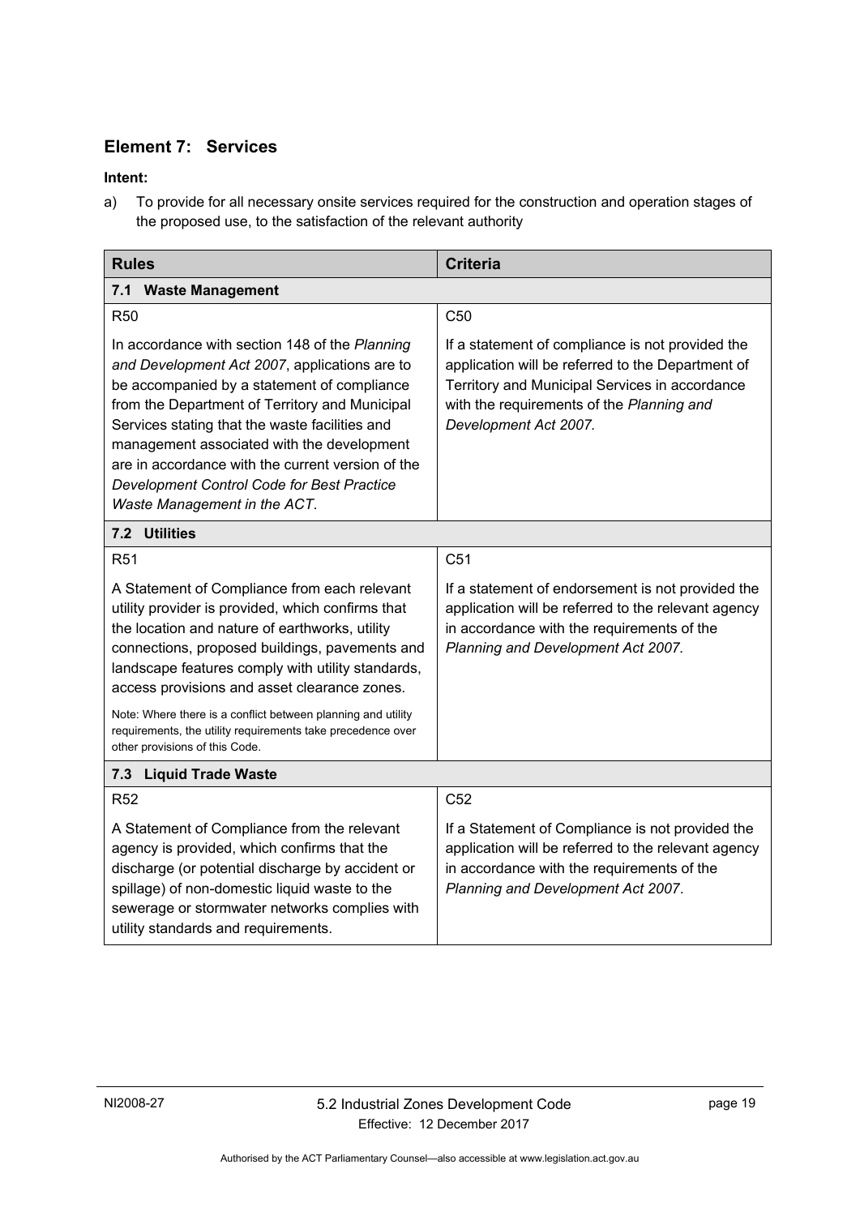## Element 7: Services

**Intent:**

a) To provide for all necessary onsite services required for the construction and operation stages of the proposed use, to the satisfaction of the relevant authority

| Rules | Criteria |
|---|---|
| **7.1 Waste Management** | |
| R50<br><br>In accordance with section 148 of the *Planning and Development Act 2007*, applications are to be accompanied by a statement of compliance from the Department of Territory and Municipal Services stating that the waste facilities and management associated with the development are in accordance with the current version of the *Development Control Code for Best Practice Waste Management in the ACT*. | C50<br><br>If a statement of compliance is not provided the application will be referred to the Department of Territory and Municipal Services in accordance with the requirements of the *Planning and Development Act 2007.* |
| **7.2 Utilities** | |
| R51<br><br>A Statement of Compliance from each relevant utility provider is provided, which confirms that the location and nature of earthworks, utility connections, proposed buildings, pavements and landscape features comply with utility standards, access provisions and asset clearance zones.<br><br>Note: Where there is a conflict between planning and utility requirements, the utility requirements take precedence over other provisions of this Code. | C51<br><br>If a statement of endorsement is not provided the application will be referred to the relevant agency in accordance with the requirements of the *Planning and Development Act 2007.* |
| **7.3 Liquid Trade Waste** | |
| R52<br><br>A Statement of Compliance from the relevant agency is provided, which confirms that the discharge (or potential discharge by accident or spillage) of non-domestic liquid waste to the sewerage or stormwater networks complies with utility standards and requirements. | C52<br><br>If a Statement of Compliance is not provided the application will be referred to the relevant agency in accordance with the requirements of the *Planning and Development Act 2007*. |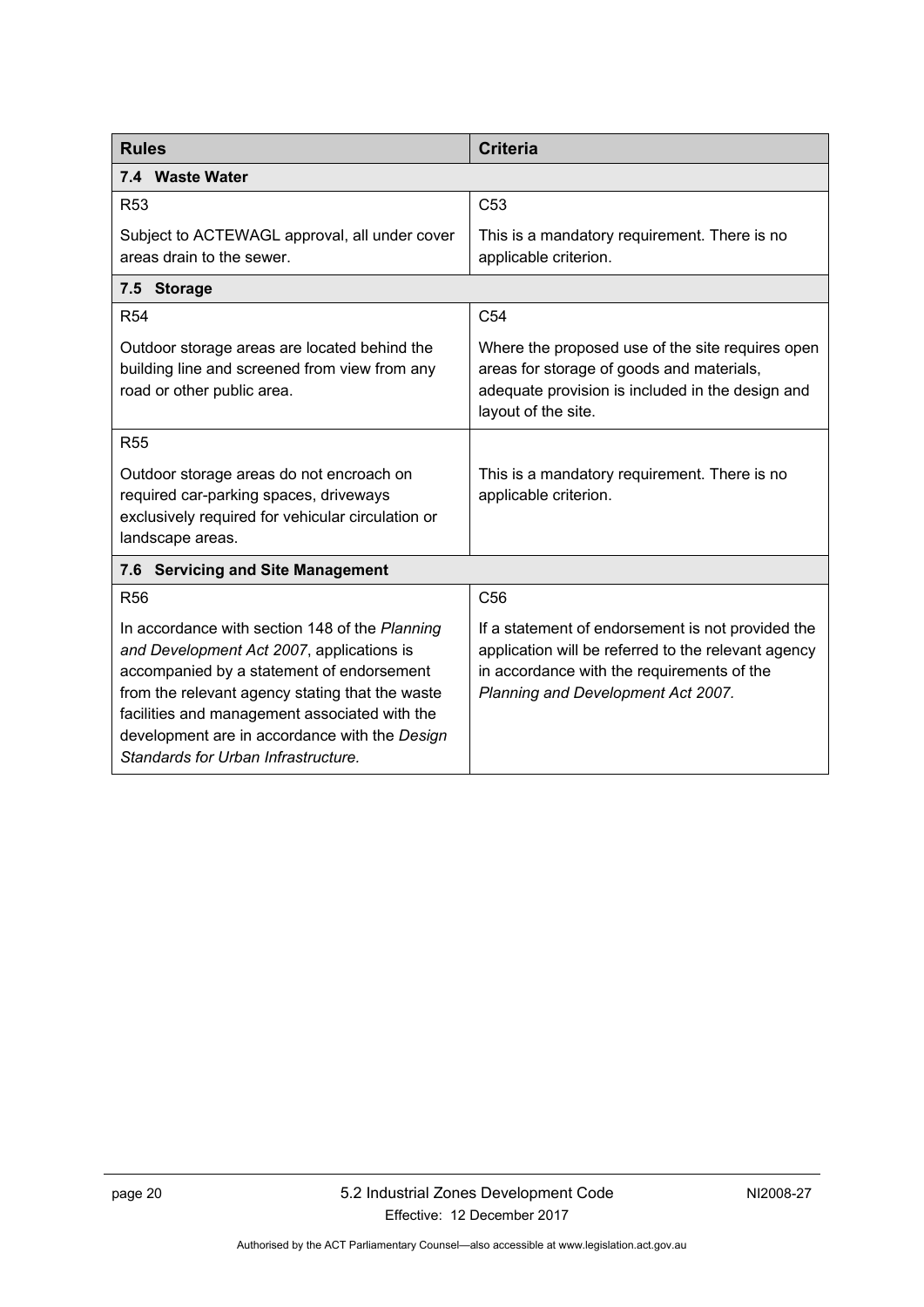| Rules | Criteria |
|---|---|
| **7.4 Waste Water** | |
| R53<br><br>Subject to ACTEWAGL approval, all under cover areas drain to the sewer. | C53<br><br>This is a mandatory requirement. There is no applicable criterion. |
| **7.5 Storage** | |
| R54<br><br>Outdoor storage areas are located behind the building line and screened from view from any road or other public area. | C54<br><br>Where the proposed use of the site requires open areas for storage of goods and materials, adequate provision is included in the design and layout of the site. |
| R55<br><br>Outdoor storage areas do not encroach on required car-parking spaces, driveways exclusively required for vehicular circulation or landscape areas. | This is a mandatory requirement. There is no applicable criterion. |
| **7.6 Servicing and Site Management** | |
| R56<br><br>In accordance with section 148 of the *Planning and Development Act 2007*, applications is accompanied by a statement of endorsement from the relevant agency stating that the waste facilities and management associated with the development are in accordance with the *Design Standards for Urban Infrastructure.* | C56<br><br>If a statement of endorsement is not provided the application will be referred to the relevant agency in accordance with the requirements of the *Planning and Development Act 2007.* |